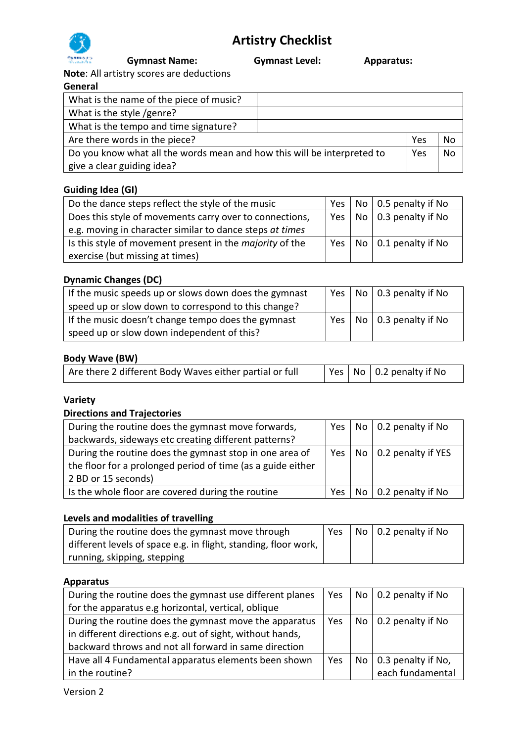# Artistry Checklist

**Gymnast Name:** **Gymnast Level:** **Apparatus:**

**Note**: All artistry scores are deductions

**General**

| | | |
|---|---|---|
| What is the name of the piece of music? | | |
| What is the style /genre? | | |
| What is the tempo and time signature? | | |
| Are there words in the piece? | Yes | No |
| Do you know what all the words mean and how this will be interpreted to give a clear guiding idea? | Yes | No |

**Guiding Idea (GI)**

| | | | |
|---|---|---|---|
| Do the dance steps reflect the style of the music | Yes | No | 0.5 penalty if No |
| Does this style of movements carry over to connections, e.g. moving in character similar to dance steps *at times* | Yes | No | 0.3 penalty if No |
| Is this style of movement present in the *majority* of the exercise (but missing at times) | Yes | No | 0.1 penalty if No |

**Dynamic Changes (DC)**

| | | | |
|---|---|---|---|
| If the music speeds up or slows down does the gymnast speed up or slow down to correspond to this change? | Yes | No | 0.3 penalty if No |
| If the music doesn't change tempo does the gymnast speed up or slow down independent of this? | Yes | No | 0.3 penalty if No |

**Body Wave (BW)**

| | | | |
|---|---|---|---|
| Are there 2 different Body Waves either partial or full | Yes | No | 0.2 penalty if No |

**Variety**

**Directions and Trajectories**

| | | | |
|---|---|---|---|
| During the routine does the gymnast move forwards, backwards, sideways etc creating different patterns? | Yes | No | 0.2 penalty if No |
| During the routine does the gymnast stop in one area of the floor for a prolonged period of time (as a guide either 2 BD or 15 seconds) | Yes | No | 0.2 penalty if YES |
| Is the whole floor are covered during the routine | Yes | No | 0.2 penalty if No |

**Levels and modalities of travelling**

| | | | |
|---|---|---|---|
| During the routine does the gymnast move through different levels of space e.g. in flight, standing, floor work, running, skipping, stepping | Yes | No | 0.2 penalty if No |

**Apparatus**

| | | | |
|---|---|---|---|
| During the routine does the gymnast use different planes for the apparatus e.g horizontal, vertical, oblique | Yes | No | 0.2 penalty if No |
| During the routine does the gymnast move the apparatus in different directions e.g. out of sight, without hands, backward throws and not all forward in same direction | Yes | No | 0.2 penalty if No |
| Have all 4 Fundamental apparatus elements been shown in the routine? | Yes | No | 0.3 penalty if No, each fundamental |

Version 2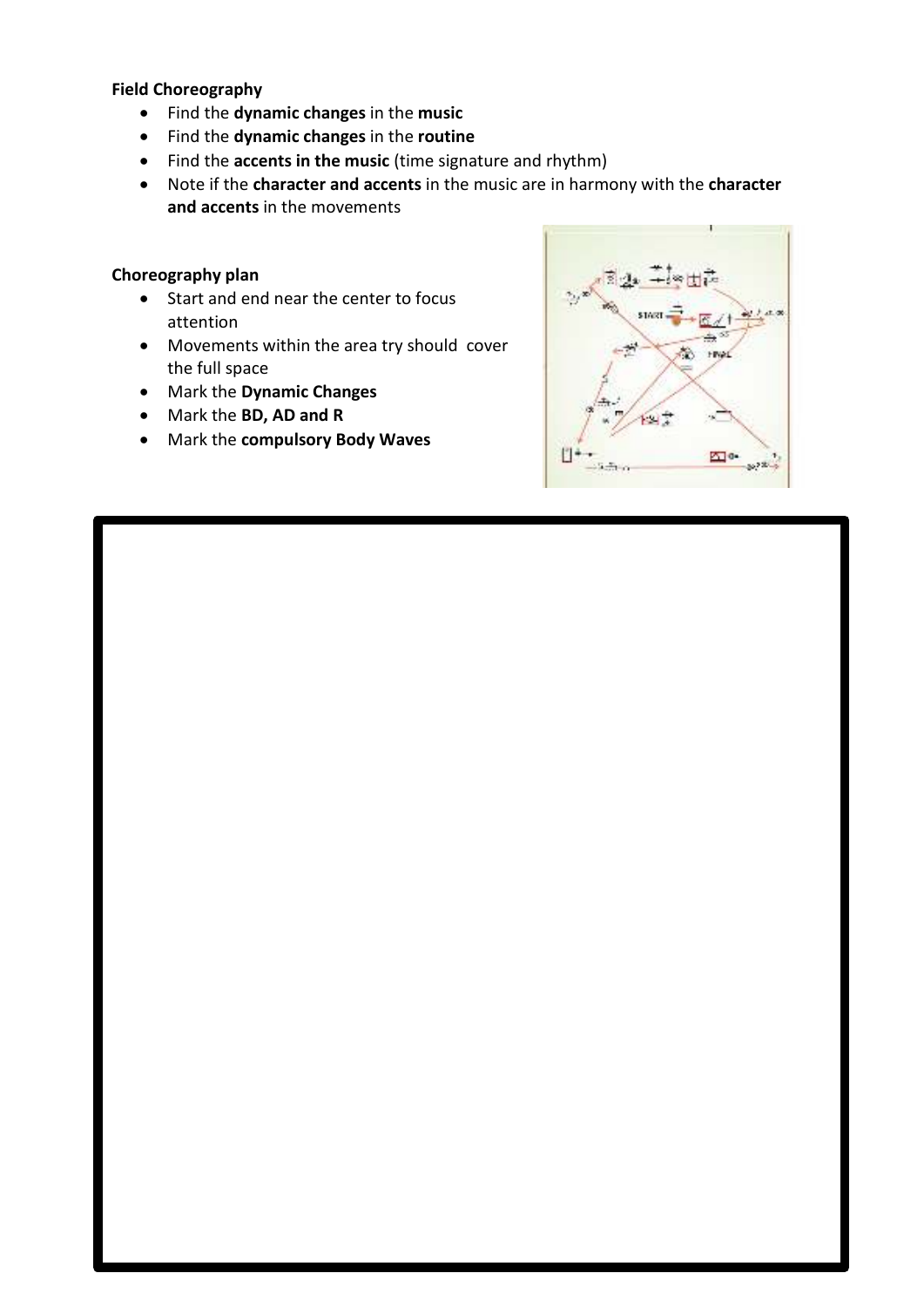**Field Choreography**

- Find the **dynamic changes** in the **music**
- Find the **dynamic changes** in the **routine**
- Find the **accents in the music** (time signature and rhythm)
- Note if the **character and accents** in the music are in harmony with the **character and accents** in the movements

**Choreography plan**

- Start and end near the center to focus attention
- Movements within the area try should cover the full space
- Mark the **Dynamic Changes**
- Mark the **BD, AD and R**
- Mark the **compulsory Body Waves**